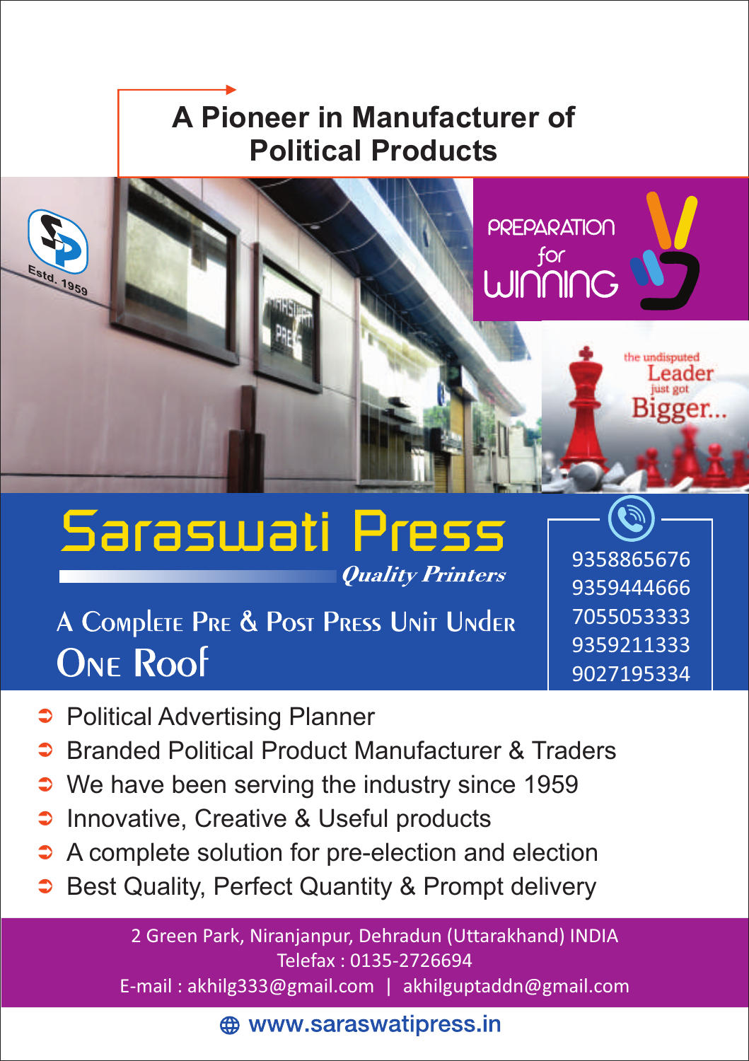## A Pioneer in Manufacturer of Political Products

Estd. 1959

PREPARATION for WINNING

the undisputed Leader just got Bigger...

# Saraswati Press

***Quality Printers***

### A Complete Pre & Post Press Unit Under One Roof

9358865676
9359444666
7055053333
9359211333
9027195334

- Political Advertising Planner
- Branded Political Product Manufacturer & Traders
- We have been serving the industry since 1959
- Innovative, Creative & Useful products
- A complete solution for pre-election and election
- Best Quality, Perfect Quantity & Prompt delivery

2 Green Park, Niranjanpur, Dehradun (Uttarakhand) INDIA
Telefax : 0135-2726694
E-mail : akhilg333@gmail.com | akhilguptaddn@gmail.com

www.saraswatipress.in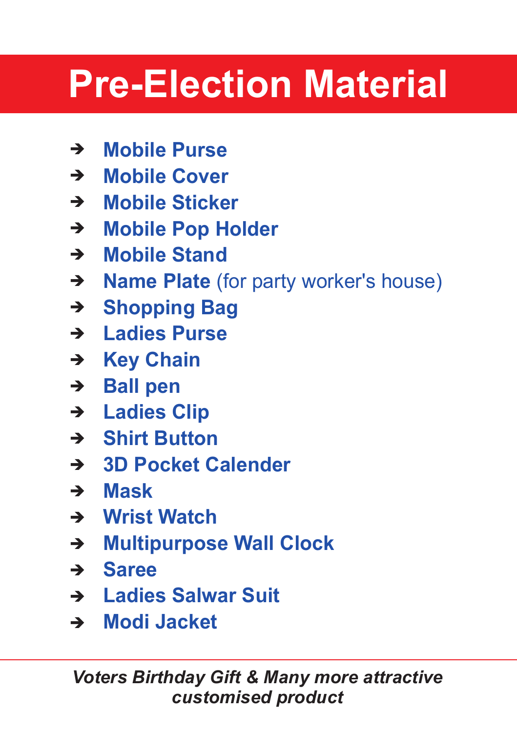# Pre-Election Material

- **Mobile Purse**
- **Mobile Cover**
- **Mobile Sticker**
- **Mobile Pop Holder**
- **Mobile Stand**
- **Name Plate** (for party worker's house)
- **Shopping Bag**
- **Ladies Purse**
- **Key Chain**
- **Ball pen**
- **Ladies Clip**
- **Shirt Button**
- **3D Pocket Calender**
- **Mask**
- **Wrist Watch**
- **Multipurpose Wall Clock**
- **Saree**
- **Ladies Salwar Suit**
- **Modi Jacket**

***Voters Birthday Gift & Many more attractive customised product***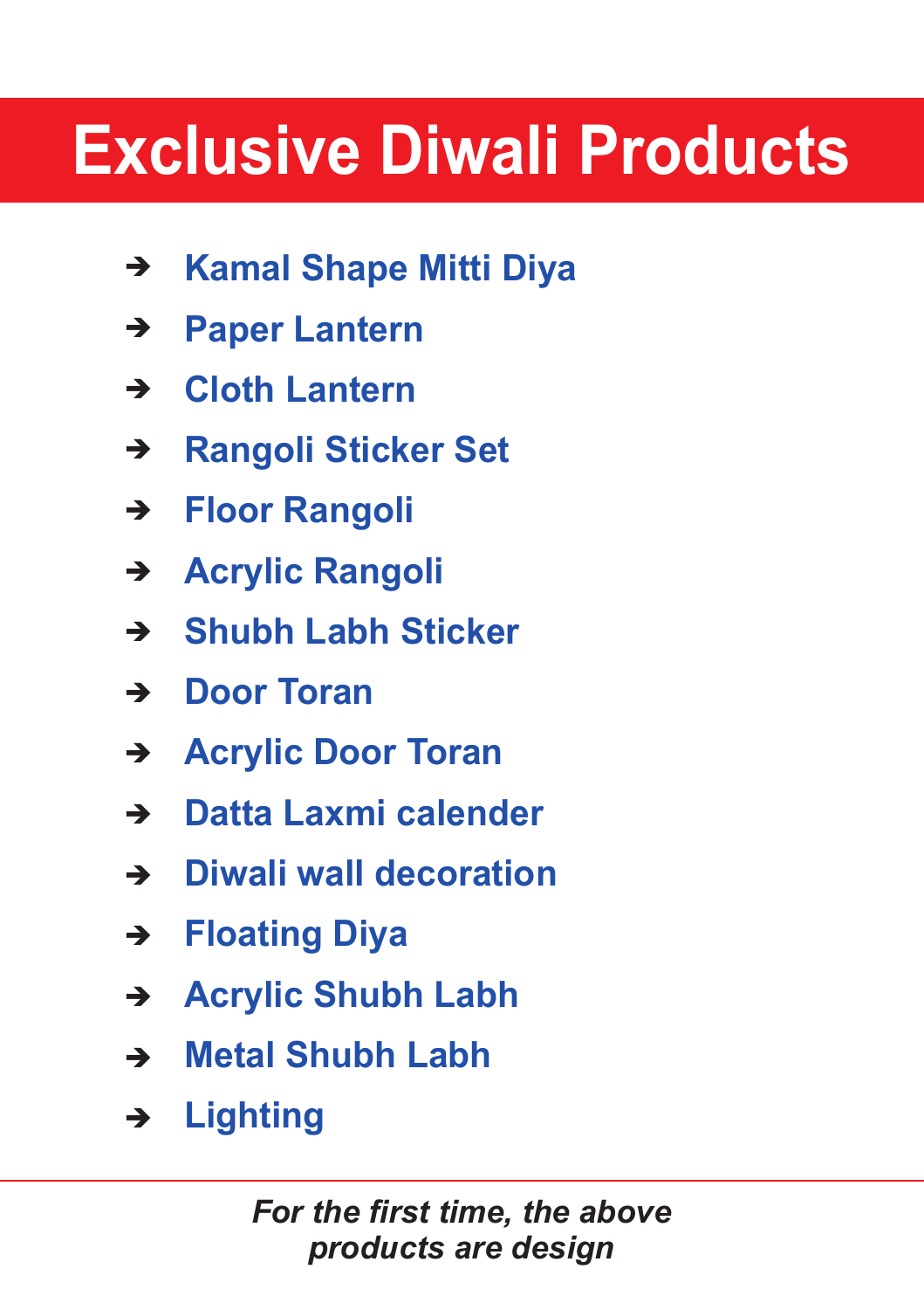# Exclusive Diwali Products

- Kamal Shape Mitti Diya
- Paper Lantern
- Cloth Lantern
- Rangoli Sticker Set
- Floor Rangoli
- Acrylic Rangoli
- Shubh Labh Sticker
- Door Toran
- Acrylic Door Toran
- Datta Laxmi calender
- Diwali wall decoration
- Floating Diya
- Acrylic Shubh Labh
- Metal Shubh Labh
- Lighting

---

***For the first time, the above products are design***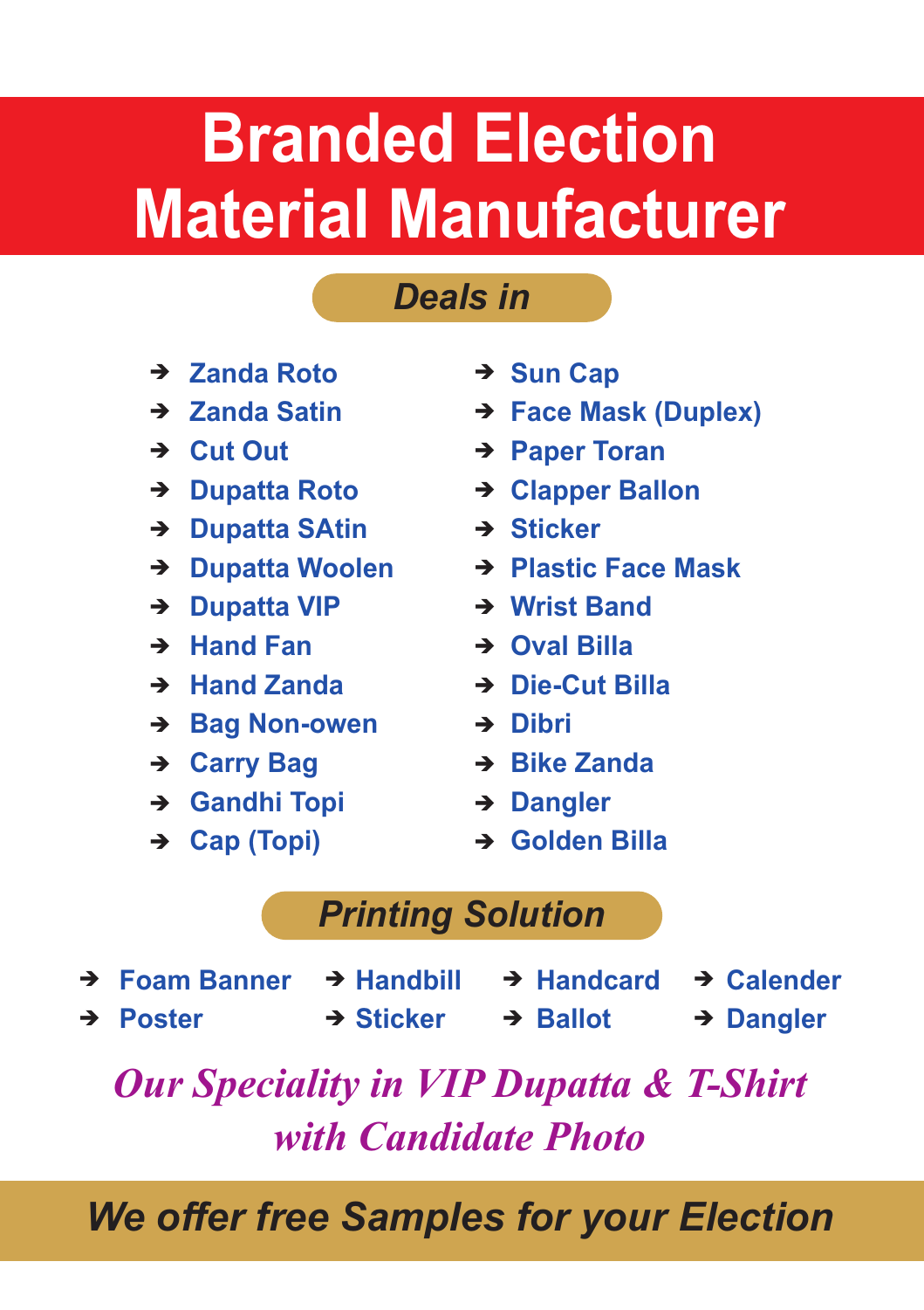# Branded Election Material Manufacturer

## *Deals in*

- Zanda Roto
- Zanda Satin
- Cut Out
- Dupatta Roto
- Dupatta SAtin
- Dupatta Woolen
- Dupatta VIP
- Hand Fan
- Hand Zanda
- Bag Non-owen
- Carry Bag
- Gandhi Topi
- Cap (Topi)
- Sun Cap
- Face Mask (Duplex)
- Paper Toran
- Clapper Ballon
- Sticker
- Plastic Face Mask
- Wrist Band
- Oval Billa
- Die-Cut Billa
- Dibri
- Bike Zanda
- Dangler
- Golden Billa

## *Printing Solution*

- Foam Banner
- Poster
- Handbill
- Sticker
- Handcard
- Ballot
- Calender
- Dangler

***Our Speciality in VIP Dupatta & T-Shirt with Candidate Photo***

***We offer free Samples for your Election***